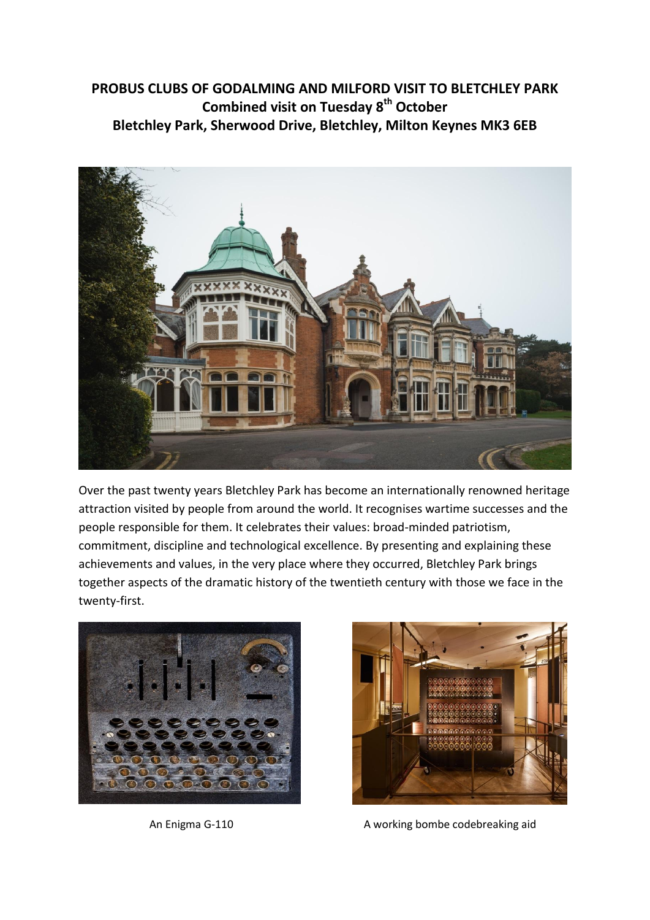# PROBUS CLUBS OF GODALMING AND MILFORD VISIT TO BLETCHLEY PARK
## Combined visit on Tuesday 8th October
## Bletchley Park, Sherwood Drive, Bletchley, Milton Keynes MK3 6EB

Over the past twenty years Bletchley Park has become an internationally renowned heritage attraction visited by people from around the world. It recognises wartime successes and the people responsible for them. It celebrates their values: broad-minded patriotism, commitment, discipline and technological excellence. By presenting and explaining these achievements and values, in the very place where they occurred, Bletchley Park brings together aspects of the dramatic history of the twentieth century with those we face in the twenty-first.

An Enigma G-110

A working bombe codebreaking aid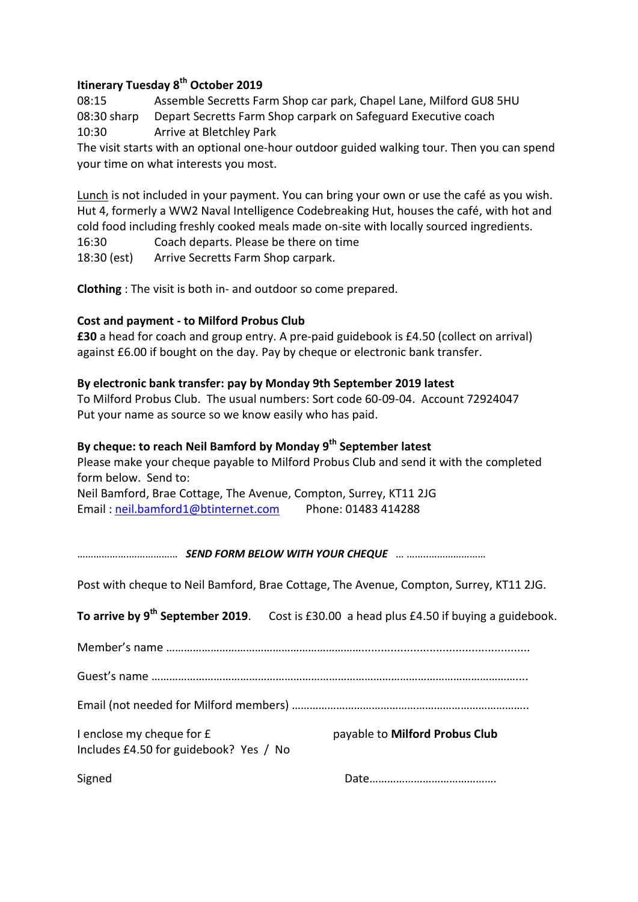### Itinerary Tuesday 8th October 2019

| | |
|---|---|
| 08:15 | Assemble Secretts Farm Shop car park, Chapel Lane, Milford GU8 5HU |
| 08:30 sharp | Depart Secretts Farm Shop carpark on Safeguard Executive coach |
| 10:30 | Arrive at Bletchley Park |

The visit starts with an optional one-hour outdoor guided walking tour. Then you can spend your time on what interests you most.

Lunch is not included in your payment. You can bring your own or use the café as you wish. Hut 4, formerly a WW2 Naval Intelligence Codebreaking Hut, houses the café, with hot and cold food including freshly cooked meals made on-site with locally sourced ingredients.

| | |
|---|---|
| 16:30 | Coach departs. Please be there on time |
| 18:30 (est) | Arrive Secretts Farm Shop carpark. |

**Clothing** : The visit is both in- and outdoor so come prepared.

**Cost and payment - to Milford Probus Club**

**£30** a head for coach and group entry. A pre-paid guidebook is £4.50 (collect on arrival) against £6.00 if bought on the day. Pay by cheque or electronic bank transfer.

**By electronic bank transfer: pay by Monday 9th September 2019 latest**

To Milford Probus Club. The usual numbers: Sort code 60-09-04. Account 72924047
Put your name as source so we know easily who has paid.

**By cheque: to reach Neil Bamford by Monday 9th September latest**

Please make your cheque payable to Milford Probus Club and send it with the completed form below. Send to:
Neil Bamford, Brae Cottage, The Avenue, Compton, Surrey, KT11 2JG
Email : neil.bamford1@btinternet.com Phone: 01483 414288

……………………………… ***SEND FORM BELOW WITH YOUR CHEQUE*** … ………………………

Post with cheque to Neil Bamford, Brae Cottage, The Avenue, Compton, Surrey, KT11 2JG.

**To arrive by 9th September 2019**. Cost is £30.00 a head plus £4.50 if buying a guidebook.

Member's name ……………………………………………………………………………………………

Guest's name ……………………………………………………………………………………………….

Email (not needed for Milford members) ……………………………………………………………….

I enclose my cheque for £ payable to **Milford Probus Club**
Includes £4.50 for guidebook? Yes / No

Signed Date…………………………………….